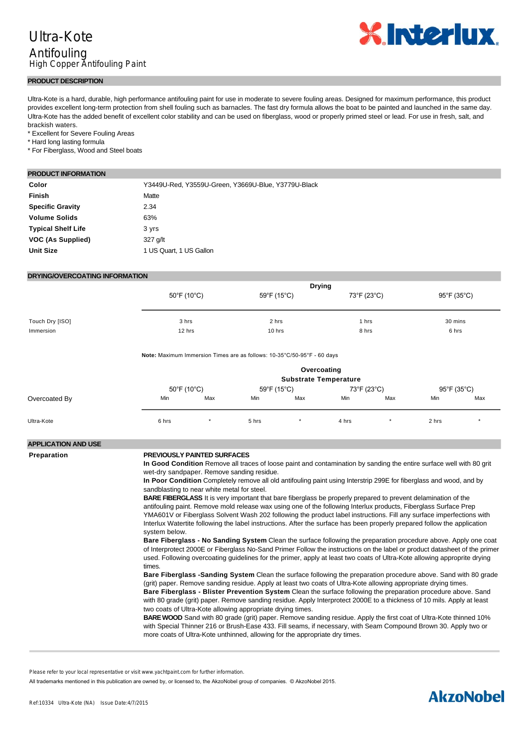# Ultra-Kote

## Antifouling

High Copper Antifouling Paint

## PRODUCT DESCRIPTION

Ultra-Kote is a hard, durable, high performance antifouling paint for use in moderate to severe fouling areas. Designed for maximum performance, this product provides excellent long-term protection from shell fouling such as barnacles. The fast dry formula allows the boat to be painted and launched in the same day. Ultra-Kote has the added benefit of excellent color stability and can be used on fiberglass, wood or properly primed steel or lead. For use in fresh, salt, and brackish waters.

* Excellent for Severe Fouling Areas
* Hard long lasting formula
* For Fiberglass, Wood and Steel boats

## PRODUCT INFORMATION

| | |
|---|---|
| **Color** | Y3449U-Red, Y3559U-Green, Y3669U-Blue, Y3779U-Black |
| **Finish** | Matte |
| **Specific Gravity** | 2.34 |
| **Volume Solids** | 63% |
| **Typical Shelf Life** | 3 yrs |
| **VOC (As Supplied)** | 327 g/lt |
| **Unit Size** | 1 US Quart, 1 US Gallon |

## DRYING/OVERCOATING INFORMATION

| | Drying | | | |
|---|---|---|---|---|
| | 50°F (10°C) | 59°F (15°C) | 73°F (23°C) | 95°F (35°C) |
| Touch Dry [ISO] | 3 hrs | 2 hrs | 1 hrs | 30 mins |
| Immersion | 12 hrs | 10 hrs | 8 hrs | 6 hrs |

**Note:** Maximum Immersion Times are as follows: 10-35°C/50-95°F - 60 days

| | Overcoating Substrate Temperature | | | | | | | |
|---|---|---|---|---|---|---|---|---|
| | 50°F (10°C) | | 59°F (15°C) | | 73°F (23°C) | | 95°F (35°C) | |
| Overcoated By | Min | Max | Min | Max | Min | Max | Min | Max |
| Ultra-Kote | 6 hrs | * | 5 hrs | * | 4 hrs | * | 2 hrs | * |

## APPLICATION AND USE

**Preparation**

**PREVIOUSLY PAINTED SURFACES**

**In Good Condition** Remove all traces of loose paint and contamination by sanding the entire surface well with 80 grit wet-dry sandpaper. Remove sanding residue.

**In Poor Condition** Completely remove all old antifouling paint using Interstrip 299E for fiberglass and wood, and by sandblasting to near white metal for steel.

**BARE FIBERGLASS** It is very important that bare fiberglass be properly prepared to prevent delamination of the antifouling paint. Remove mold release wax using one of the following Interlux products, Fiberglass Surface Prep YMA601V or Fiberglass Solvent Wash 202 following the product label instructions. Fill any surface imperfections with Interlux Watertite following the label instructions. After the surface has been properly prepared follow the application system below.

**Bare Fiberglass - No Sanding System** Clean the surface following the preparation procedure above. Apply one coat of Interprotect 2000E or Fiberglass No-Sand Primer Follow the instructions on the label or product datasheet of the primer used. Following overcoating guidelines for the primer, apply at least two coats of Ultra-Kote allowing approprite drying times.

**Bare Fiberglass -Sanding System** Clean the surface following the preparation procedure above. Sand with 80 grade (grit) paper. Remove sanding residue. Apply at least two coats of Ultra-Kote allowing appropriate drying times.

**Bare Fiberglass - Blister Prevention System** Clean the surface following the preparation procedure above. Sand with 80 grade (grit) paper. Remove sanding residue. Apply Interprotect 2000E to a thickness of 10 mils. Apply at least two coats of Ultra-Kote allowing appropriate drying times.

**BARE WOOD** Sand with 80 grade (grit) paper. Remove sanding residue. Apply the first coat of Ultra-Kote thinned 10% with Special Thinner 216 or Brush-Ease 433. Fill seams, if necessary, with Seam Compound Brown 30. Apply two or more coats of Ultra-Kote unthinned, allowing for the appropriate dry times.

Please refer to your local representative or visit www.yachtpaint.com for further information.

All trademarks mentioned in this publication are owned by, or licensed to, the AkzoNobel group of companies. © AkzoNobel 2015.

Ref:10334 Ultra-Kote (NA) Issue Date:4/7/2015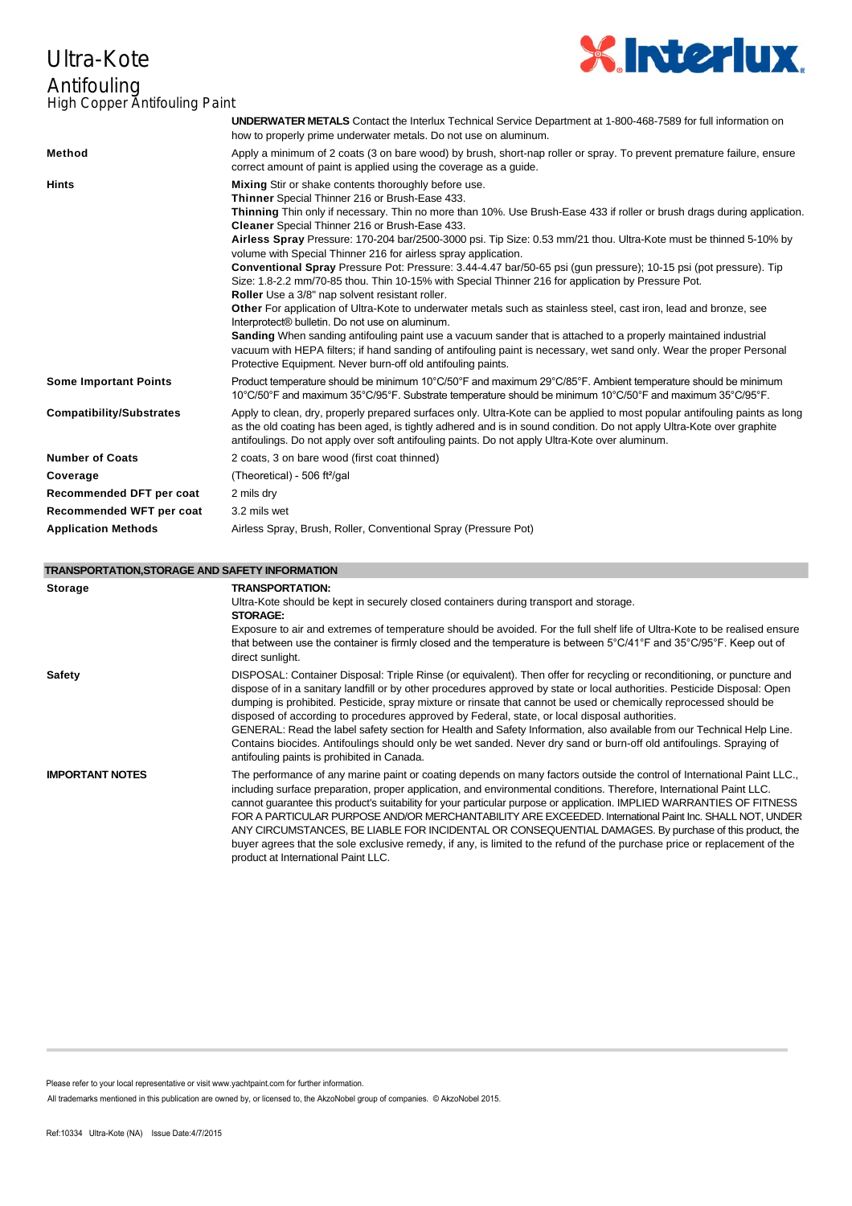# Ultra-Kote Antifouling

High Copper Antifouling Paint

| | |
|---|---|
| | **UNDERWATER METALS** Contact the Interlux Technical Service Department at 1-800-468-7589 for full information on how to properly prime underwater metals. Do not use on aluminum. |
| **Method** | Apply a minimum of 2 coats (3 on bare wood) by brush, short-nap roller or spray. To prevent premature failure, ensure correct amount of paint is applied using the coverage as a guide. |
| **Hints** | **Mixing** Stir or shake contents thoroughly before use.<br>**Thinner** Special Thinner 216 or Brush-Ease 433.<br>**Thinning** Thin only if necessary. Thin no more than 10%. Use Brush-Ease 433 if roller or brush drags during application.<br>**Cleaner** Special Thinner 216 or Brush-Ease 433.<br>**Airless Spray** Pressure: 170-204 bar/2500-3000 psi. Tip Size: 0.53 mm/21 thou. Ultra-Kote must be thinned 5-10% by volume with Special Thinner 216 for airless spray application.<br>**Conventional Spray** Pressure Pot: Pressure: 3.44-4.47 bar/50-65 psi (gun pressure); 10-15 psi (pot pressure). Tip Size: 1.8-2.2 mm/70-85 thou. Thin 10-15% with Special Thinner 216 for application by Pressure Pot.<br>**Roller** Use a 3/8" nap solvent resistant roller.<br>**Other** For application of Ultra-Kote to underwater metals such as stainless steel, cast iron, lead and bronze, see Interprotect® bulletin. Do not use on aluminum.<br>**Sanding** When sanding antifouling paint use a vacuum sander that is attached to a properly maintained industrial vacuum with HEPA filters; if hand sanding of antifouling paint is necessary, wet sand only. Wear the proper Personal Protective Equipment. Never burn-off old antifouling paints. |
| **Some Important Points** | Product temperature should be minimum 10°C/50°F and maximum 29°C/85°F. Ambient temperature should be minimum 10°C/50°F and maximum 35°C/95°F. Substrate temperature should be minimum 10°C/50°F and maximum 35°C/95°F. |
| **Compatibility/Substrates** | Apply to clean, dry, properly prepared surfaces only. Ultra-Kote can be applied to most popular antifouling paints as long as the old coating has been aged, is tightly adhered and is in sound condition. Do not apply Ultra-Kote over graphite antifoulings. Do not apply over soft antifouling paints. Do not apply Ultra-Kote over aluminum. |
| **Number of Coats** | 2 coats, 3 on bare wood (first coat thinned) |
| **Coverage** | (Theoretical) - 506 ft²/gal |
| **Recommended DFT per coat** | 2 mils dry |
| **Recommended WFT per coat** | 3.2 mils wet |
| **Application Methods** | Airless Spray, Brush, Roller, Conventional Spray (Pressure Pot) |

## TRANSPORTATION,STORAGE AND SAFETY INFORMATION

| | |
|---|---|
| **Storage** | **TRANSPORTATION:**<br>Ultra-Kote should be kept in securely closed containers during transport and storage.<br>**STORAGE:**<br>Exposure to air and extremes of temperature should be avoided. For the full shelf life of Ultra-Kote to be realised ensure that between use the container is firmly closed and the temperature is between 5°C/41°F and 35°C/95°F. Keep out of direct sunlight. |
| **Safety** | DISPOSAL: Container Disposal: Triple Rinse (or equivalent). Then offer for recycling or reconditioning, or puncture and dispose of in a sanitary landfill or by other procedures approved by state or local authorities. Pesticide Disposal: Open dumping is prohibited. Pesticide, spray mixture or rinsate that cannot be used or chemically reprocessed should be disposed of according to procedures approved by Federal, state, or local disposal authorities.<br>GENERAL: Read the label safety section for Health and Safety Information, also available from our Technical Help Line. Contains biocides. Antifoulings should only be wet sanded. Never dry sand or burn-off old antifoulings. Spraying of antifouling paints is prohibited in Canada. |
| **IMPORTANT NOTES** | The performance of any marine paint or coating depends on many factors outside the control of International Paint LLC., including surface preparation, proper application, and environmental conditions. Therefore, International Paint LLC. cannot guarantee this product's suitability for your particular purpose or application. IMPLIED WARRANTIES OF FITNESS FOR A PARTICULAR PURPOSE AND/OR MERCHANTABILITY ARE EXCEEDED. International Paint Inc. SHALL NOT, UNDER ANY CIRCUMSTANCES, BE LIABLE FOR INCIDENTAL OR CONSEQUENTIAL DAMAGES. By purchase of this product, the buyer agrees that the sole exclusive remedy, if any, is limited to the refund of the purchase price or replacement of the product at International Paint LLC. |

Please refer to your local representative or visit www.yachtpaint.com for further information.

All trademarks mentioned in this publication are owned by, or licensed to, the AkzoNobel group of companies. © AkzoNobel 2015.

Ref:10334 Ultra-Kote (NA) Issue Date:4/7/2015